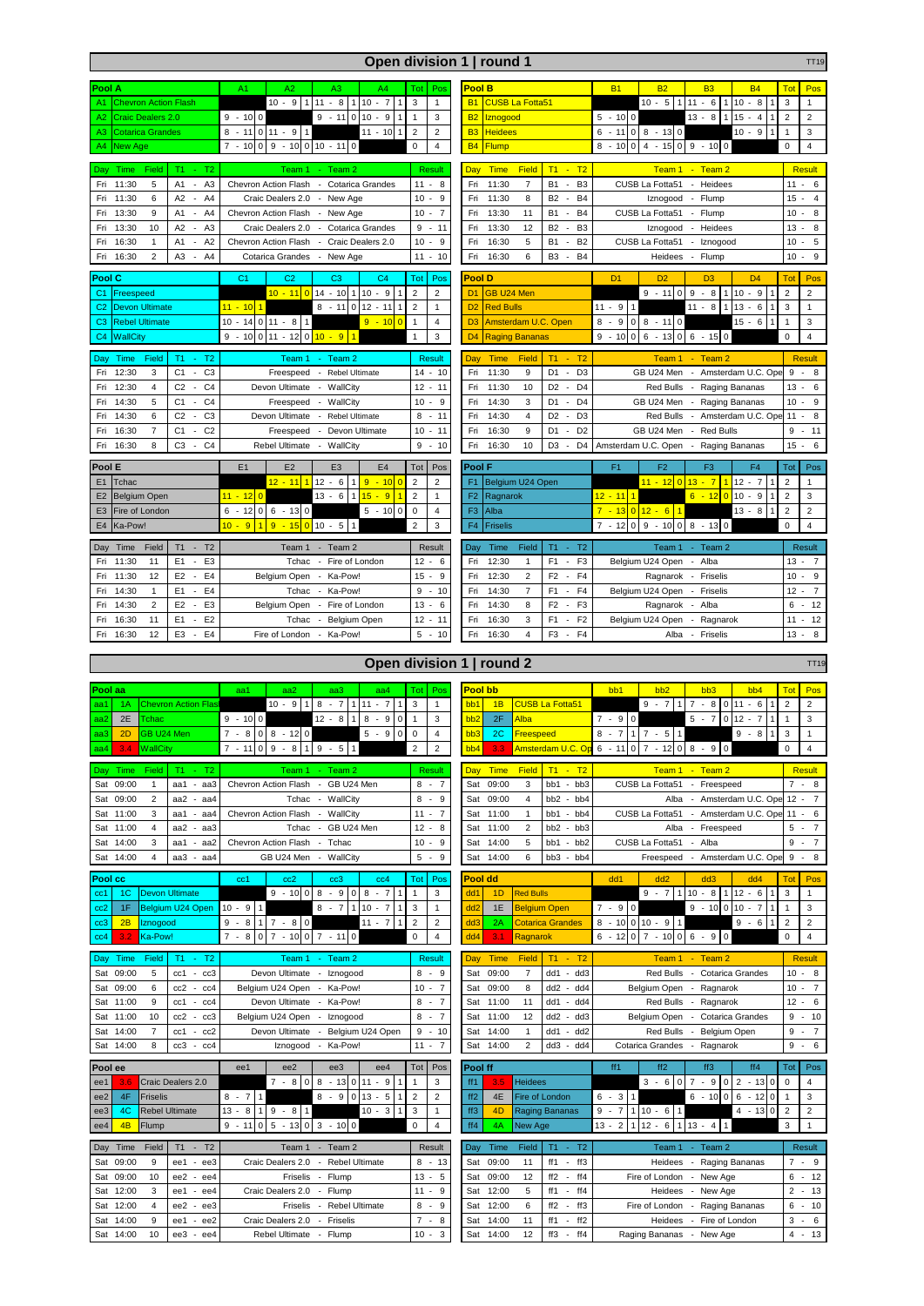# Open division 1 | round 1

TT19

## Pool A

| | Pool A | A1 | A2 | A3 | A4 | Tot | Pos |
|---|---|---|---|---|---|---|---|
| A1 | Chevron Action Flash | | 10 - 9 1 | 11 - 8 1 | 10 - 7 1 | 3 | 1 |
| A2 | Craic Dealers 2.0 | 9 - 10 0 | | 9 - 11 0 | 10 - 9 1 | 1 | 3 |
| A3 | Cotarica Grandes | 8 - 11 0 | 11 - 9 1 | | 11 - 10 1 | 2 | 2 |
| A4 | New Age | 7 - 10 0 | 9 - 10 0 | 10 - 11 0 | | 0 | 4 |

| Day | Time | Field | T1 - T2 | Team 1 - Team 2 | Result |
|---|---|---|---|---|---|
| Fri | 11:30 | 5 | A1 - A3 | Chevron Action Flash - Cotarica Grandes | 11 - 8 |
| Fri | 11:30 | 6 | A2 - A4 | Craic Dealers 2.0 - New Age | 10 - 9 |
| Fri | 13:30 | 9 | A1 - A4 | Chevron Action Flash - New Age | 10 - 7 |
| Fri | 13:30 | 10 | A2 - A3 | Craic Dealers 2.0 - Cotarica Grandes | 9 - 11 |
| Fri | 16:30 | 1 | A1 - A2 | Chevron Action Flash - Craic Dealers 2.0 | 10 - 9 |
| Fri | 16:30 | 2 | A3 - A4 | Cotarica Grandes - New Age | 11 - 10 |

## Pool B

| | Pool B | B1 | B2 | B3 | B4 | Tot | Pos |
|---|---|---|---|---|---|---|---|
| B1 | CUSB La Fotta51 | | 10 - 5 1 | 11 - 6 1 | 10 - 8 1 | 3 | 1 |
| B2 | Iznogood | 5 - 10 0 | | 13 - 8 1 | 15 - 4 1 | 2 | 2 |
| B3 | Heidees | 6 - 11 0 | 8 - 13 0 | | 10 - 9 1 | 1 | 3 |
| B4 | Flump | 8 - 10 0 | 4 - 15 0 | 9 - 10 0 | | 0 | 4 |

| Day | Time | Field | T1 - T2 | Team 1 - Team 2 | Result |
|---|---|---|---|---|---|
| Fri | 11:30 | 7 | B1 - B3 | CUSB La Fotta51 - Heidees | 11 - 6 |
| Fri | 11:30 | 8 | B2 - B4 | Iznogood - Flump | 15 - 4 |
| Fri | 13:30 | 11 | B1 - B4 | CUSB La Fotta51 - Flump | 10 - 8 |
| Fri | 13:30 | 12 | B2 - B3 | Iznogood - Heidees | 13 - 8 |
| Fri | 16:30 | 5 | B1 - B2 | CUSB La Fotta51 - Iznogood | 10 - 5 |
| Fri | 16:30 | 6 | B3 - B4 | Heidees - Flump | 10 - 9 |

## Pool C

| | Pool C | C1 | C2 | C3 | C4 | Tot | Pos |
|---|---|---|---|---|---|---|---|
| C1 | Freespeed | | 10 - 11 0 | 14 - 10 1 | 10 - 9 1 | 2 | 2 |
| C2 | Devon Ultimate | 11 - 10 1 | | 8 - 11 0 | 12 - 11 1 | 2 | 1 |
| C3 | Rebel Ultimate | 10 - 14 0 | 11 - 8 1 | | 9 - 10 0 | 1 | 4 |
| C4 | WallCity | 9 - 10 0 | 11 - 12 0 | 10 - 9 1 | | 1 | 3 |

| Day | Time | Field | T1 - T2 | Team 1 - Team 2 | Result |
|---|---|---|---|---|---|
| Fri | 12:30 | 3 | C1 - C3 | Freespeed - Rebel Ultimate | 14 - 10 |
| Fri | 12:30 | 4 | C2 - C4 | Devon Ultimate - WallCity | 12 - 11 |
| Fri | 14:30 | 5 | C1 - C4 | Freespeed - WallCity | 10 - 9 |
| Fri | 14:30 | 6 | C2 - C3 | Devon Ultimate - Rebel Ultimate | 8 - 11 |
| Fri | 16:30 | 7 | C1 - C2 | Freespeed - Devon Ultimate | 10 - 11 |
| Fri | 16:30 | 8 | C3 - C4 | Rebel Ultimate - WallCity | 9 - 10 |

## Pool D

| | Pool D | D1 | D2 | D3 | D4 | Tot | Pos |
|---|---|---|---|---|---|---|---|
| D1 | GB U24 Men | | 9 - 11 0 | 9 - 8 1 | 10 - 9 1 | 2 | 2 |
| D2 | Red Bulls | 11 - 9 1 | | 11 - 8 1 | 13 - 6 1 | 3 | 1 |
| D3 | Amsterdam U.C. Open | 8 - 9 0 | 8 - 11 0 | | 15 - 6 1 | 1 | 3 |
| D4 | Raging Bananas | 9 - 10 0 | 6 - 13 0 | 6 - 15 0 | | 0 | 4 |

| Day | Time | Field | T1 - T2 | Team 1 - Team 2 | Result |
|---|---|---|---|---|---|
| Fri | 11:30 | 9 | D1 - D3 | GB U24 Men - Amsterdam U.C. Ope | 9 - 8 |
| Fri | 11:30 | 10 | D2 - D4 | Red Bulls - Raging Bananas | 13 - 6 |
| Fri | 14:30 | 3 | D1 - D4 | GB U24 Men - Raging Bananas | 10 - 9 |
| Fri | 14:30 | 4 | D2 - D3 | Red Bulls - Amsterdam U.C. Ope | 11 - 8 |
| Fri | 16:30 | 9 | D1 - D2 | GB U24 Men - Red Bulls | 9 - 11 |
| Fri | 16:30 | 10 | D3 - D4 | Amsterdam U.C. Open - Raging Bananas | 15 - 6 |

## Pool E

| | Pool E | E1 | E2 | E3 | E4 | Tot | Pos |
|---|---|---|---|---|---|---|---|
| E1 | Tchac | | 12 - 11 1 | 12 - 6 1 | 9 - 10 0 | 2 | 2 |
| E2 | Belgium Open | 11 - 12 0 | | 13 - 6 1 | 15 - 9 1 | 2 | 1 |
| E3 | Fire of London | 6 - 12 0 | 6 - 13 0 | | 5 - 10 0 | 0 | 4 |
| E4 | Ka-Pow! | 10 - 9 1 | 9 - 15 0 | 10 - 5 1 | | 2 | 3 |

| Day | Time | Field | T1 - T2 | Team 1 - Team 2 | Result |
|---|---|---|---|---|---|
| Fri | 11:30 | 11 | E1 - E3 | Tchac - Fire of London | 12 - 6 |
| Fri | 11:30 | 12 | E2 - E4 | Belgium Open - Ka-Pow! | 15 - 9 |
| Fri | 14:30 | 1 | E1 - E4 | Tchac - Ka-Pow! | 9 - 10 |
| Fri | 14:30 | 2 | E2 - E3 | Belgium Open - Fire of London | 13 - 6 |
| Fri | 16:30 | 11 | E1 - E2 | Tchac - Belgium Open | 12 - 11 |
| Fri | 16:30 | 12 | E3 - E4 | Fire of London - Ka-Pow! | 5 - 10 |

## Pool F

| | Pool F | F1 | F2 | F3 | F4 | Tot | Pos |
|---|---|---|---|---|---|---|---|
| F1 | Belgium U24 Open | | 11 - 12 0 | 13 - 7 1 | 12 - 7 1 | 2 | 1 |
| F2 | Ragnarok | 12 - 11 1 | | 6 - 12 0 | 10 - 9 1 | 2 | 3 |
| F3 | Alba | 7 - 13 0 | 12 - 6 1 | | 13 - 8 1 | 2 | 2 |
| F4 | Friselis | 7 - 12 0 | 9 - 10 0 | 8 - 13 0 | | 0 | 4 |

| Day | Time | Field | T1 - T2 | Team 1 - Team 2 | Result |
|---|---|---|---|---|---|
| Fri | 12:30 | 1 | F1 - F3 | Belgium U24 Open - Alba | 13 - 7 |
| Fri | 12:30 | 2 | F2 - F4 | Ragnarok - Friselis | 10 - 9 |
| Fri | 14:30 | 7 | F1 - F4 | Belgium U24 Open - Friselis | 12 - 7 |
| Fri | 14:30 | 8 | F2 - F3 | Ragnarok - Alba | 6 - 12 |
| Fri | 16:30 | 3 | F1 - F2 | Belgium U24 Open - Ragnarok | 11 - 12 |
| Fri | 16:30 | 4 | F3 - F4 | Alba - Friselis | 13 - 8 |

# Open division 1 | round 2

TT19

## Pool aa

| | | Pool aa | aa1 | aa2 | aa3 | aa4 | Tot | Pos |
|---|---|---|---|---|---|---|---|---|
| aa1 | 1A | Chevron Action Flash | | 10 - 9 1 | 8 - 7 1 | 11 - 7 1 | 3 | 1 |
| aa2 | 2E | Tchac | 9 - 10 0 | | 12 - 8 1 | 8 - 9 0 | 1 | 3 |
| aa3 | 2D | GB U24 Men | 7 - 8 0 | 8 - 12 0 | | 5 - 9 0 | 0 | 4 |
| aa4 | 3,4 | WallCity | 7 - 11 0 | 9 - 8 1 | 9 - 5 1 | | 2 | 2 |

| Day | Time | Field | T1 - T2 | Team 1 - Team 2 | Result |
|---|---|---|---|---|---|
| Sat | 09:00 | 1 | aa1 - aa3 | Chevron Action Flash - GB U24 Men | 8 - 7 |
| Sat | 09:00 | 2 | aa2 - aa4 | Tchac - WallCity | 8 - 9 |
| Sat | 11:00 | 3 | aa1 - aa4 | Chevron Action Flash - WallCity | 11 - 7 |
| Sat | 11:00 | 4 | aa2 - aa3 | Tchac - GB U24 Men | 12 - 8 |
| Sat | 14:00 | 3 | aa1 - aa2 | Chevron Action Flash - Tchac | 10 - 9 |
| Sat | 14:00 | 4 | aa3 - aa4 | GB U24 Men - WallCity | 5 - 9 |

## Pool bb

| | | Pool bb | bb1 | bb2 | bb3 | bb4 | Tot | Pos |
|---|---|---|---|---|---|---|---|---|
| bb1 | 1B | CUSB La Fotta51 | | 9 - 7 1 | 7 - 8 0 | 11 - 6 1 | 2 | 2 |
| bb2 | 2F | Alba | 7 - 9 0 | | 5 - 7 0 | 12 - 7 1 | 1 | 3 |
| bb3 | 2C | Freespeed | 8 - 7 1 | 7 - 5 1 | | 9 - 8 1 | 3 | 1 |
| bb4 | 3,3 | Amsterdam U.C. Op | 6 - 11 0 | 7 - 12 0 | 8 - 9 0 | | 0 | 4 |

| Day | Time | Field | T1 - T2 | Team 1 - Team 2 | Result |
|---|---|---|---|---|---|
| Sat | 09:00 | 3 | bb1 - bb3 | CUSB La Fotta51 - Freespeed | 7 - 8 |
| Sat | 09:00 | 4 | bb2 - bb4 | Alba - Amsterdam U.C. Ope | 12 - 7 |
| Sat | 11:00 | 1 | bb1 - bb4 | CUSB La Fotta51 - Amsterdam U.C. Ope | 11 - 6 |
| Sat | 11:00 | 2 | bb2 - bb3 | Alba - Freespeed | 5 - 7 |
| Sat | 14:00 | 5 | bb1 - bb2 | CUSB La Fotta51 - Alba | 9 - 7 |
| Sat | 14:00 | 6 | bb3 - bb4 | Freespeed - Amsterdam U.C. Ope | 9 - 8 |

## Pool cc

| | | Pool cc | cc1 | cc2 | cc3 | cc4 | Tot | Pos |
|---|---|---|---|---|---|---|---|---|
| cc1 | 1C | Devon Ultimate | | 9 - 10 0 | 8 - 9 0 | 8 - 7 1 | 1 | 3 |
| cc2 | 1F | Belgium U24 Open | 10 - 9 1 | | 8 - 7 1 | 10 - 7 1 | 3 | 1 |
| cc3 | 2B | Iznogood | 9 - 8 1 | 7 - 8 0 | | 11 - 7 1 | 2 | 2 |
| cc4 | 3,2 | Ka-Pow! | 7 - 8 0 | 7 - 10 0 | 7 - 11 0 | | 0 | 4 |

| Day | Time | Field | T1 - T2 | Team 1 - Team 2 | Result |
|---|---|---|---|---|---|
| Sat | 09:00 | 5 | cc1 - cc3 | Devon Ultimate - Iznogood | 8 - 9 |
| Sat | 09:00 | 6 | cc2 - cc4 | Belgium U24 Open - Ka-Pow! | 10 - 7 |
| Sat | 11:00 | 9 | cc1 - cc4 | Devon Ultimate - Ka-Pow! | 8 - 7 |
| Sat | 11:00 | 10 | cc2 - cc3 | Belgium U24 Open - Iznogood | 8 - 7 |
| Sat | 14:00 | 7 | cc1 - cc2 | Devon Ultimate - Belgium U24 Open | 9 - 10 |
| Sat | 14:00 | 8 | cc3 - cc4 | Iznogood - Ka-Pow! | 11 - 7 |

## Pool dd

| | | Pool dd | dd1 | dd2 | dd3 | dd4 | Tot | Pos |
|---|---|---|---|---|---|---|---|---|
| dd1 | 1D | Red Bulls | | 9 - 7 1 | 10 - 8 1 | 12 - 6 1 | 3 | 1 |
| dd2 | 1E | Belgium Open | 7 - 9 0 | | 9 - 10 0 | 10 - 7 1 | 1 | 3 |
| dd3 | 2A | Cotarica Grandes | 8 - 10 0 | 10 - 9 1 | | 9 - 6 1 | 2 | 2 |
| dd4 | 3,1 | Ragnarok | 6 - 12 0 | 7 - 10 0 | 6 - 9 0 | | 0 | 4 |

| Day | Time | Field | T1 - T2 | Team 1 - Team 2 | Result |
|---|---|---|---|---|---|
| Sat | 09:00 | 7 | dd1 - dd3 | Red Bulls - Cotarica Grandes | 10 - 8 |
| Sat | 09:00 | 8 | dd2 - dd4 | Belgium Open - Ragnarok | 10 - 7 |
| Sat | 11:00 | 11 | dd1 - dd4 | Red Bulls - Ragnarok | 12 - 6 |
| Sat | 11:00 | 12 | dd2 - dd3 | Belgium Open - Cotarica Grandes | 9 - 10 |
| Sat | 14:00 | 1 | dd1 - dd2 | Red Bulls - Belgium Open | 9 - 7 |
| Sat | 14:00 | 2 | dd3 - dd4 | Cotarica Grandes - Ragnarok | 9 - 6 |

## Pool ee

| | | Pool ee | ee1 | ee2 | ee3 | ee4 | Tot | Pos |
|---|---|---|---|---|---|---|---|---|
| ee1 | 8,6 | Craic Dealers 2.0 | | 7 - 8 0 | 8 - 13 0 | 11 - 9 1 | 1 | 3 |
| ee2 | 4F | Friselis | 8 - 7 1 | | 8 - 9 0 | 13 - 5 1 | 2 | 2 |
| ee3 | 4C | Rebel Ultimate | 13 - 8 1 | 9 - 8 1 | | 10 - 3 1 | 3 | 1 |
| ee4 | 4B | Flump | 9 - 11 0 | 5 - 13 0 | 3 - 10 0 | | 0 | 4 |

| Day | Time | Field | T1 - T2 | Team 1 - Team 2 | Result |
|---|---|---|---|---|---|
| Sat | 09:00 | 9 | ee1 - ee3 | Craic Dealers 2.0 - Rebel Ultimate | 8 - 13 |
| Sat | 09:00 | 10 | ee2 - ee4 | Friselis - Flump | 13 - 5 |
| Sat | 12:00 | 3 | ee1 - ee4 | Craic Dealers 2.0 - Flump | 11 - 9 |
| Sat | 12:00 | 4 | ee2 - ee3 | Friselis - Rebel Ultimate | 8 - 9 |
| Sat | 14:00 | 9 | ee1 - ee2 | Craic Dealers 2.0 - Friselis | 7 - 8 |
| Sat | 14:00 | 10 | ee3 - ee4 | Rebel Ultimate - Flump | 10 - 3 |

## Pool ff

| | | Pool ff | ff1 | ff2 | ff3 | ff4 | Tot | Pos |
|---|---|---|---|---|---|---|---|---|
| ff1 | 3,5 | Heidees | | 3 - 6 0 | 7 - 9 0 | 2 - 13 0 | 0 | 4 |
| ff2 | 4E | Fire of London | 6 - 3 1 | | 6 - 10 0 | 6 - 12 0 | 1 | 3 |
| ff3 | 4D | Raging Bananas | 9 - 7 1 | 10 - 6 1 | | 4 - 13 0 | 2 | 2 |
| ff4 | 4A | New Age | 13 - 2 1 | 12 - 6 1 | 13 - 4 1 | | 3 | 1 |

| Day | Time | Field | T1 - T2 | Team 1 - Team 2 | Result |
|---|---|---|---|---|---|
| Sat | 09:00 | 11 | ff1 - ff3 | Heidees - Raging Bananas | 7 - 9 |
| Sat | 09:00 | 12 | ff2 - ff4 | Fire of London - New Age | 6 - 12 |
| Sat | 12:00 | 5 | ff1 - ff4 | Heidees - New Age | 2 - 13 |
| Sat | 12:00 | 6 | ff2 - ff3 | Fire of London - Raging Bananas | 6 - 10 |
| Sat | 14:00 | 11 | ff1 - ff2 | Heidees - Fire of London | 3 - 6 |
| Sat | 14:00 | 12 | ff3 - ff4 | Raging Bananas - New Age | 4 - 13 |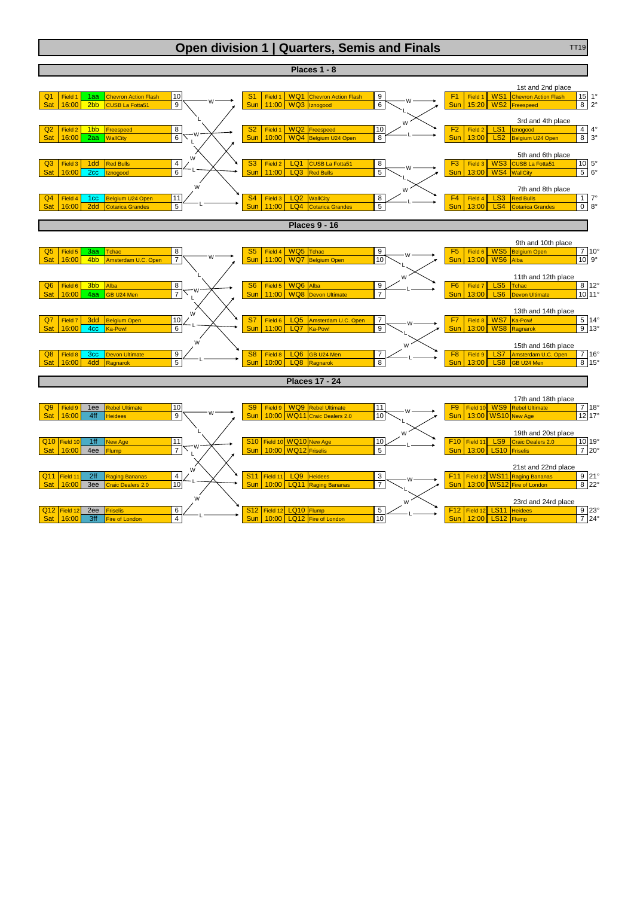# Open division 1 | Quarters, Semis and Finals

TT19

## Places 1 - 8

| Game | Field | Day | Time | Seed | Team | Score |
|---|---|---|---|---|---|---|
| Q1 | Field 1 | Sat | 16:00 | 1aa | Chevron Action Flash | 10 |
| | | | | 2bb | CUSB La Fotta51 | 9 |
| Q2 | Field 2 | Sat | 16:00 | 1bb | Freespeed | 8 |
| | | | | 2aa | WallCity | 6 |
| Q3 | Field 3 | Sat | 16:00 | 1dd | Red Bulls | 4 |
| | | | | 2cc | Iznogood | 6 |
| Q4 | Field 4 | Sat | 16:00 | 1cc | Belgium U24 Open | 11 |
| | | | | 2dd | Cotarica Grandes | 5 |

| Game | Field | Day | Time | Slot | Team | Score |
|---|---|---|---|---|---|---|
| S1 | Field 1 | Sun | 11:00 | WQ1 | Chevron Action Flash | 9 |
| | | | | WQ3 | Iznogood | 6 |
| S2 | Field 1 | Sun | 10:00 | WQ2 | Freespeed | 10 |
| | | | | WQ4 | Belgium U24 Open | 8 |
| S3 | Field 2 | Sun | 11:00 | LQ1 | CUSB La Fotta51 | 8 |
| | | | | LQ3 | Red Bulls | 5 |
| S4 | Field 3 | Sun | 11:00 | LQ2 | WallCity | 8 |
| | | | | LQ4 | Cotarica Grandes | 5 |

| Final | Game | Field | Day | Time | Slot | Team | Score | Place |
|---|---|---|---|---|---|---|---|---|
| 1st and 2nd place | F1 | Field 1 | Sun | 15:20 | WS1 | Chevron Action Flash | 15 | 1° |
| | | | | | WS2 | Freespeed | 8 | 2° |
| 3rd and 4th place | F2 | Field 2 | Sun | 13:00 | LS1 | Iznogood | 4 | 4° |
| | | | | | LS2 | Belgium U24 Open | 8 | 3° |
| 5th and 6th place | F3 | Field 3 | Sun | 13:00 | WS3 | CUSB La Fotta51 | 10 | 5° |
| | | | | | WS4 | WallCity | 5 | 6° |
| 7th and 8th place | F4 | Field 4 | Sun | 13:00 | LS3 | Red Bulls | 1 | 7° |
| | | | | | LS4 | Cotarica Grandes | 0 | 8° |

## Places 9 - 16

| Game | Field | Day | Time | Seed | Team | Score |
|---|---|---|---|---|---|---|
| Q5 | Field 5 | Sat | 16:00 | 3aa | Tchac | 8 |
| | | | | 4bb | Amsterdam U.C. Open | 7 |
| Q6 | Field 6 | Sat | 16:00 | 3bb | Alba | 8 |
| | | | | 4aa | GB U24 Men | 7 |
| Q7 | Field 7 | Sat | 16:00 | 3dd | Belgium Open | 10 |
| | | | | 4cc | Ka-Pow! | 6 |
| Q8 | Field 8 | Sat | 16:00 | 3cc | Devon Ultimate | 9 |
| | | | | 4dd | Ragnarok | 5 |

| Game | Field | Day | Time | Slot | Team | Score |
|---|---|---|---|---|---|---|
| S5 | Field 4 | Sun | 11:00 | WQ5 | Tchac | 9 |
| | | | | WQ7 | Belgium Open | 10 |
| S6 | Field 5 | Sun | 11:00 | WQ6 | Alba | 9 |
| | | | | WQ8 | Devon Ultimate | 7 |
| S7 | Field 6 | Sun | 11:00 | LQ5 | Amsterdam U.C. Open | 7 |
| | | | | LQ7 | Ka-Pow! | 9 |
| S8 | Field 8 | Sun | 10:00 | LQ6 | GB U24 Men | 7 |
| | | | | LQ8 | Ragnarok | 8 |

| Final | Game | Field | Day | Time | Slot | Team | Score | Place |
|---|---|---|---|---|---|---|---|---|
| 9th and 10th place | F5 | Field 6 | Sun | 13:00 | WS5 | Belgium Open | 7 | 10° |
| | | | | | WS6 | Alba | 10 | 9° |
| 11th and 12th place | F6 | Field 7 | Sun | 13:00 | LS5 | Tchac | 8 | 12° |
| | | | | | LS6 | Devon Ultimate | 10 | 11° |
| 13th and 14th place | F7 | Field 8 | Sun | 13:00 | WS7 | Ka-Pow! | 5 | 14° |
| | | | | | WS8 | Ragnarok | 9 | 13° |
| 15th and 16th place | F8 | Field 9 | Sun | 13:00 | LS7 | Amsterdam U.C. Open | 7 | 16° |
| | | | | | LS8 | GB U24 Men | 8 | 15° |

## Places 17 - 24

| Game | Field | Day | Time | Seed | Team | Score |
|---|---|---|---|---|---|---|
| Q9 | Field 9 | Sat | 16:00 | 1ee | Rebel Ultimate | 10 |
| | | | | 4ff | Heidees | 9 |
| Q10 | Field 10 | Sat | 16:00 | 1ff | New Age | 11 |
| | | | | 4ee | Flump | 7 |
| Q11 | Field 11 | Sat | 16:00 | 2ff | Raging Bananas | 4 |
| | | | | 3ee | Craic Dealers 2.0 | 10 |
| Q12 | Field 12 | Sat | 16:00 | 2ee | Friselis | 6 |
| | | | | 3ff | Fire of London | 4 |

| Game | Field | Day | Time | Slot | Team | Score |
|---|---|---|---|---|---|---|
| S9 | Field 9 | Sun | 10:00 | WQ9 | Rebel Ultimate | 11 |
| | | | | WQ11 | Craic Dealers 2.0 | 10 |
| S10 | Field 10 | Sun | 10:00 | WQ10 | New Age | 10 |
| | | | | WQ12 | Friselis | 5 |
| S11 | Field 11 | Sun | 10:00 | LQ9 | Heidees | 3 |
| | | | | LQ11 | Raging Bananas | 7 |
| S12 | Field 12 | Sun | 10:00 | LQ10 | Flump | 5 |
| | | | | LQ12 | Fire of London | 10 |

| Final | Game | Field | Day | Time | Slot | Team | Score | Place |
|---|---|---|---|---|---|---|---|---|
| 17th and 18th place | F9 | Field 10 | Sun | 13:00 | WS9 | Rebel Ultimate | 7 | 18° |
| | | | | | WS10 | New Age | 12 | 17° |
| 19th and 20st place | F10 | Field 11 | Sun | 13:00 | LS9 | Craic Dealers 2.0 | 10 | 19° |
| | | | | | LS10 | Friselis | 7 | 20° |
| 21st and 22nd place | F11 | Field 12 | Sun | 13:00 | WS11 | Raging Bananas | 9 | 21° |
| | | | | | WS12 | Fire of London | 8 | 22° |
| 23rd and 24rd place | F12 | Field 12 | Sun | 12:00 | LS11 | Heidees | 9 | 23° |
| | | | | | LS12 | Flump | 7 | 24° |